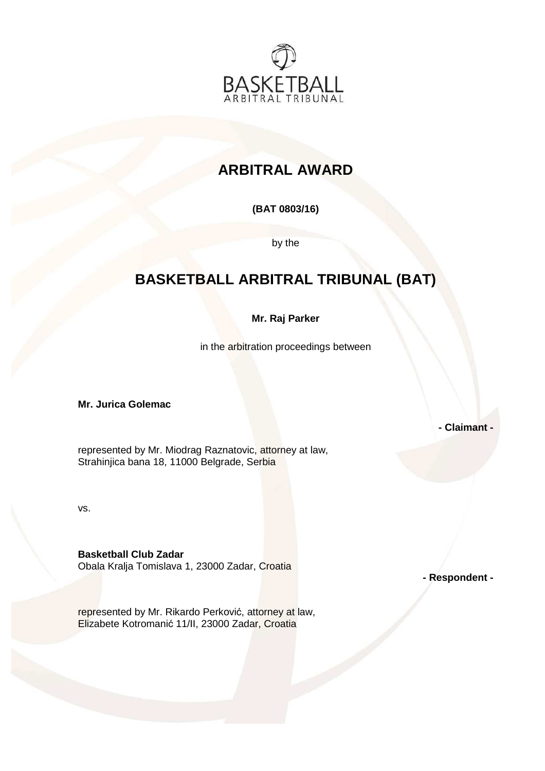# ARBITRAL AWARD

**(BAT 0803/16)**

by the

# BASKETBALL ARBITRAL TRIBUNAL (BAT)

**Mr. Raj Parker**

in the arbitration proceedings between

**Mr. Jurica Golemac**

**- Claimant -**

represented by Mr. Miodrag Raznatovic, attorney at law,
Strahinjica bana 18, 11000 Belgrade, Serbia

vs.

**Basketball Club Zadar**
Obala Kralja Tomislava 1, 23000 Zadar, Croatia

**- Respondent -**

represented by Mr. Rikardo Perković, attorney at law,
Elizabete Kotromanić 11/II, 23000 Zadar, Croatia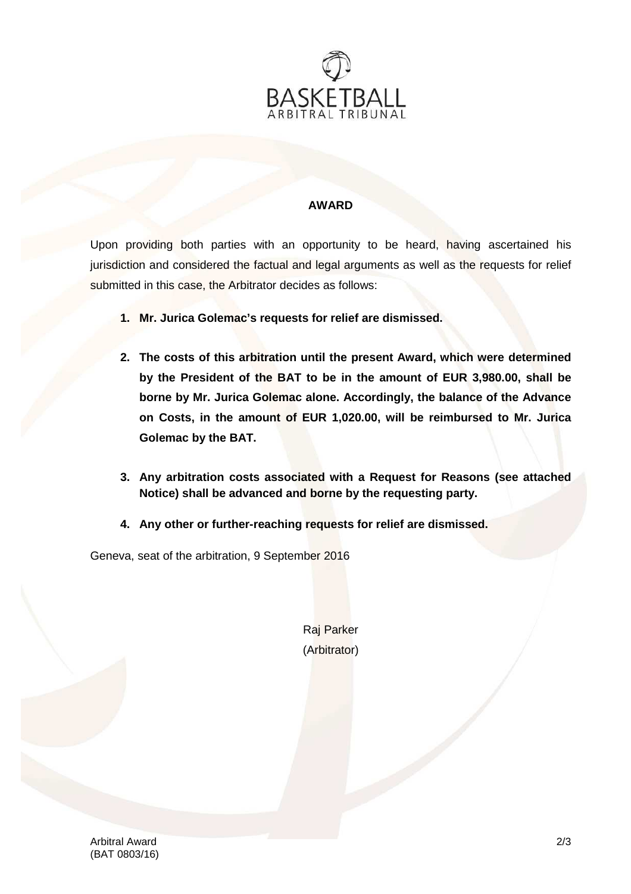## AWARD

Upon providing both parties with an opportunity to be heard, having ascertained his jurisdiction and considered the factual and legal arguments as well as the requests for relief submitted in this case, the Arbitrator decides as follows:

1. **Mr. Jurica Golemac's requests for relief are dismissed.**

2. **The costs of this arbitration until the present Award, which were determined by the President of the BAT to be in the amount of EUR 3,980.00, shall be borne by Mr. Jurica Golemac alone. Accordingly, the balance of the Advance on Costs, in the amount of EUR 1,020.00, will be reimbursed to Mr. Jurica Golemac by the BAT.**

3. **Any arbitration costs associated with a Request for Reasons (see attached Notice) shall be advanced and borne by the requesting party.**

4. **Any other or further-reaching requests for relief are dismissed.**

Geneva, seat of the arbitration, 9 September 2016

Raj Parker
(Arbitrator)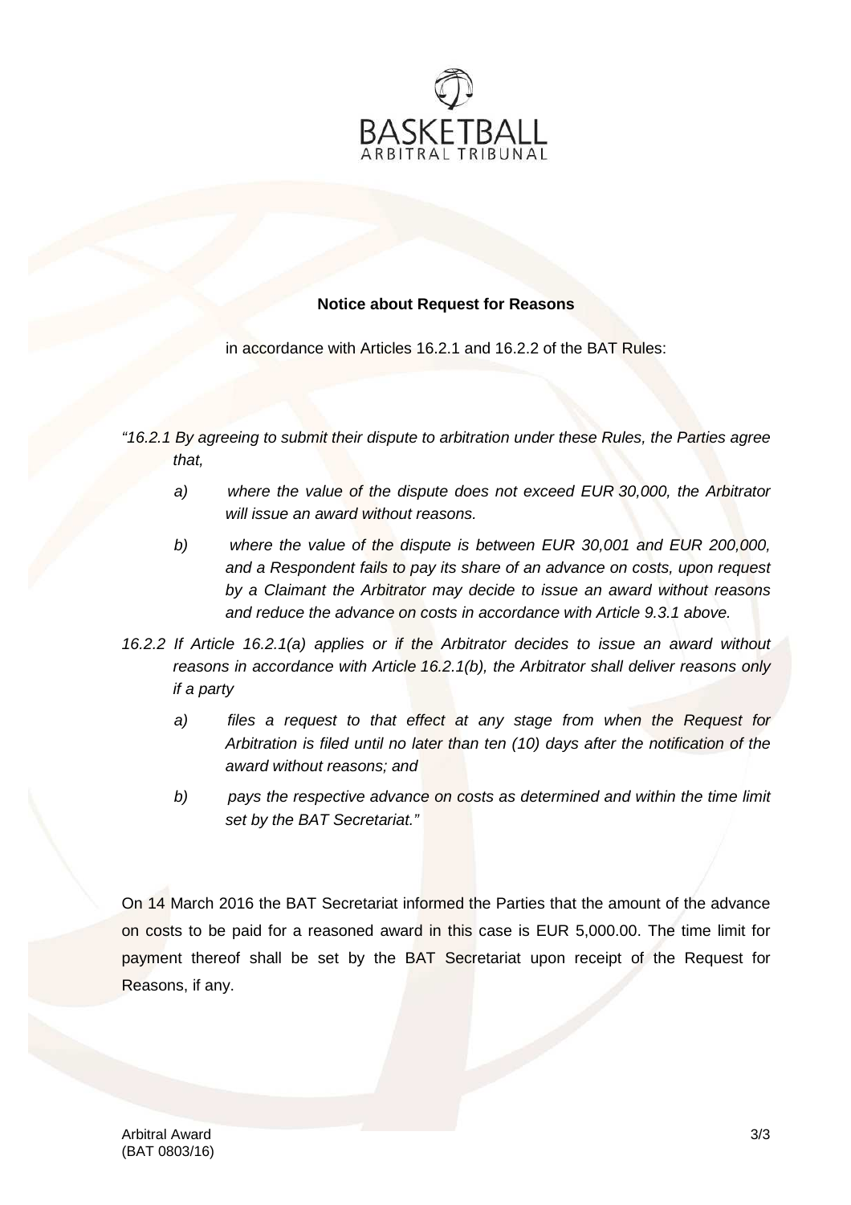**Notice about Request for Reasons**

in accordance with Articles 16.2.1 and 16.2.2 of the BAT Rules:

*"16.2.1 By agreeing to submit their dispute to arbitration under these Rules, the Parties agree that,*

*a) where the value of the dispute does not exceed EUR 30,000, the Arbitrator will issue an award without reasons.*

*b) where the value of the dispute is between EUR 30,001 and EUR 200,000, and a Respondent fails to pay its share of an advance on costs, upon request by a Claimant the Arbitrator may decide to issue an award without reasons and reduce the advance on costs in accordance with Article 9.3.1 above.*

*16.2.2 If Article 16.2.1(a) applies or if the Arbitrator decides to issue an award without reasons in accordance with Article 16.2.1(b), the Arbitrator shall deliver reasons only if a party*

*a) files a request to that effect at any stage from when the Request for Arbitration is filed until no later than ten (10) days after the notification of the award without reasons; and*

*b) pays the respective advance on costs as determined and within the time limit set by the BAT Secretariat."*

On 14 March 2016 the BAT Secretariat informed the Parties that the amount of the advance on costs to be paid for a reasoned award in this case is EUR 5,000.00. The time limit for payment thereof shall be set by the BAT Secretariat upon receipt of the Request for Reasons, if any.